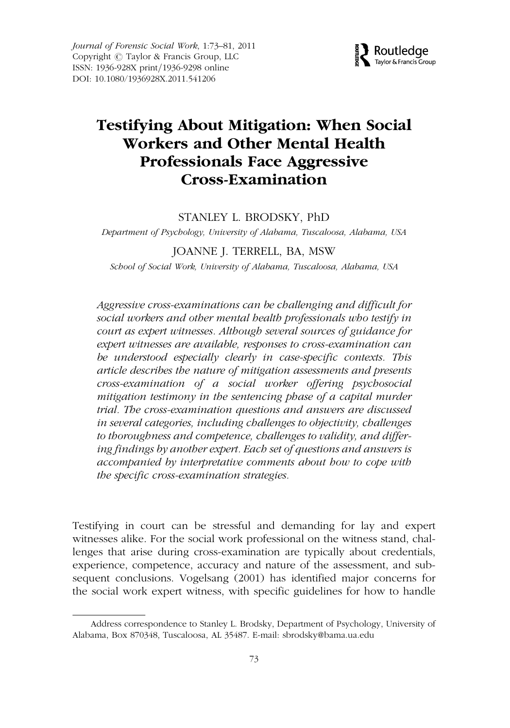# Testifying About Mitigation: When Social Workers and Other Mental Health Professionals Face Aggressive Cross-Examination

STANLEY L. BRODSKY, PhD

*Department of Psychology, University of Alabama, Tuscaloosa, Alabama, USA*

JOANNE J. TERRELL, BA, MSW

*School of Social Work, University of Alabama, Tuscaloosa, Alabama, USA*

*Aggressive cross-examinations can be challenging and difficult for social workers and other mental health professionals who testify in court as expert witnesses. Although several sources of guidance for expert witnesses are available, responses to cross-examination can be understood especially clearly in case-specific contexts. This article describes the nature of mitigation assessments and presents cross-examination of a social worker offering psychosocial mitigation testimony in the sentencing phase of a capital murder trial. The cross-examination questions and answers are discussed in several categories, including challenges to objectivity, challenges to thoroughness and competence, challenges to validity, and differing findings by another expert. Each set of questions and answers is accompanied by interpretative comments about how to cope with the specific cross-examination strategies.*

Testifying in court can be stressful and demanding for lay and expert witnesses alike. For the social work professional on the witness stand, challenges that arise during cross-examination are typically about credentials, experience, competence, accuracy and nature of the assessment, and subsequent conclusions. Vogelsang (2001) has identified major concerns for the social work expert witness, with specific guidelines for how to handle

Address correspondence to Stanley L. Brodsky, Department of Psychology, University of Alabama, Box 870348, Tuscaloosa, AL 35487. E-mail: sbrodsky@bama.ua.edu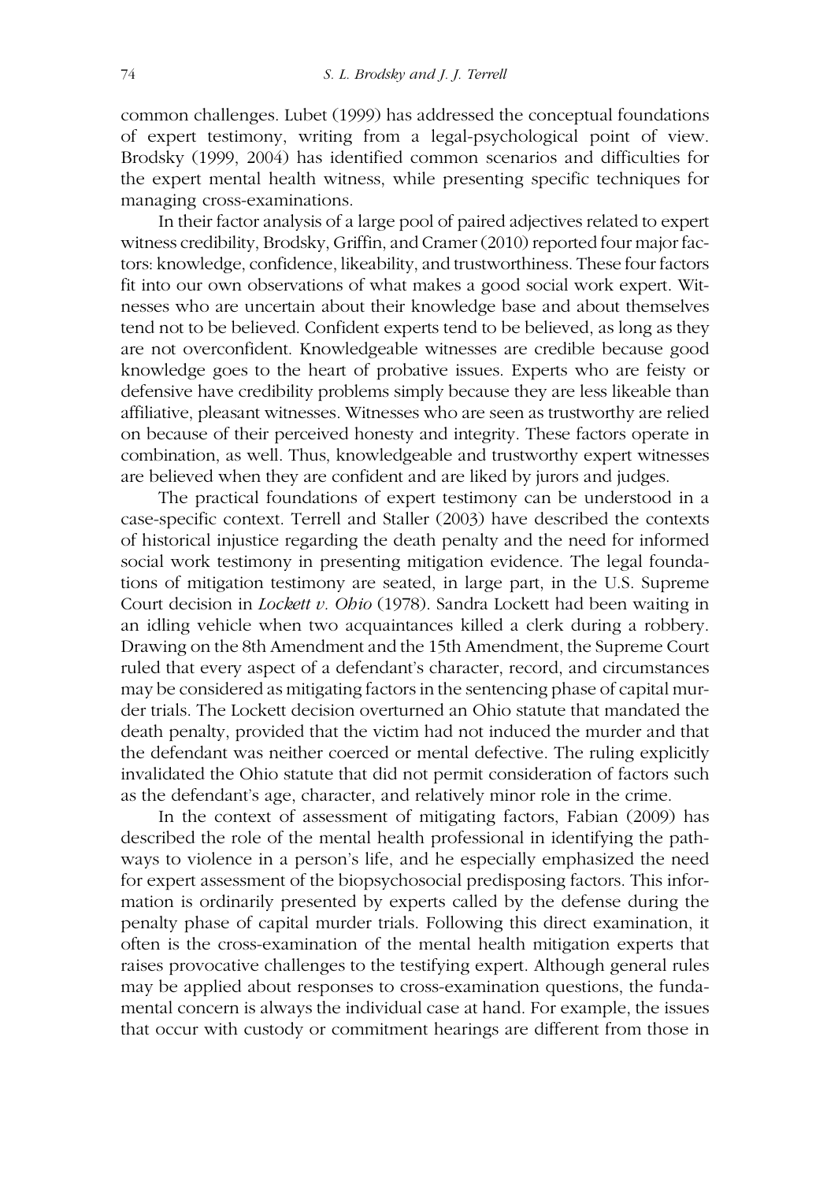common challenges. Lubet (1999) has addressed the conceptual foundations of expert testimony, writing from a legal-psychological point of view. Brodsky (1999, 2004) has identified common scenarios and difficulties for the expert mental health witness, while presenting specific techniques for managing cross-examinations.

In their factor analysis of a large pool of paired adjectives related to expert witness credibility, Brodsky, Griffin, and Cramer (2010) reported four major factors: knowledge, confidence, likeability, and trustworthiness. These four factors fit into our own observations of what makes a good social work expert. Witnesses who are uncertain about their knowledge base and about themselves tend not to be believed. Confident experts tend to be believed, as long as they are not overconfident. Knowledgeable witnesses are credible because good knowledge goes to the heart of probative issues. Experts who are feisty or defensive have credibility problems simply because they are less likeable than affiliative, pleasant witnesses. Witnesses who are seen as trustworthy are relied on because of their perceived honesty and integrity. These factors operate in combination, as well. Thus, knowledgeable and trustworthy expert witnesses are believed when they are confident and are liked by jurors and judges.

The practical foundations of expert testimony can be understood in a case-specific context. Terrell and Staller (2003) have described the contexts of historical injustice regarding the death penalty and the need for informed social work testimony in presenting mitigation evidence. The legal foundations of mitigation testimony are seated, in large part, in the U.S. Supreme Court decision in *Lockett v. Ohio* (1978). Sandra Lockett had been waiting in an idling vehicle when two acquaintances killed a clerk during a robbery. Drawing on the 8th Amendment and the 15th Amendment, the Supreme Court ruled that every aspect of a defendant's character, record, and circumstances may be considered as mitigating factors in the sentencing phase of capital murder trials. The Lockett decision overturned an Ohio statute that mandated the death penalty, provided that the victim had not induced the murder and that the defendant was neither coerced or mental defective. The ruling explicitly invalidated the Ohio statute that did not permit consideration of factors such as the defendant's age, character, and relatively minor role in the crime.

In the context of assessment of mitigating factors, Fabian (2009) has described the role of the mental health professional in identifying the pathways to violence in a person's life, and he especially emphasized the need for expert assessment of the biopsychosocial predisposing factors. This information is ordinarily presented by experts called by the defense during the penalty phase of capital murder trials. Following this direct examination, it often is the cross-examination of the mental health mitigation experts that raises provocative challenges to the testifying expert. Although general rules may be applied about responses to cross-examination questions, the fundamental concern is always the individual case at hand. For example, the issues that occur with custody or commitment hearings are different from those in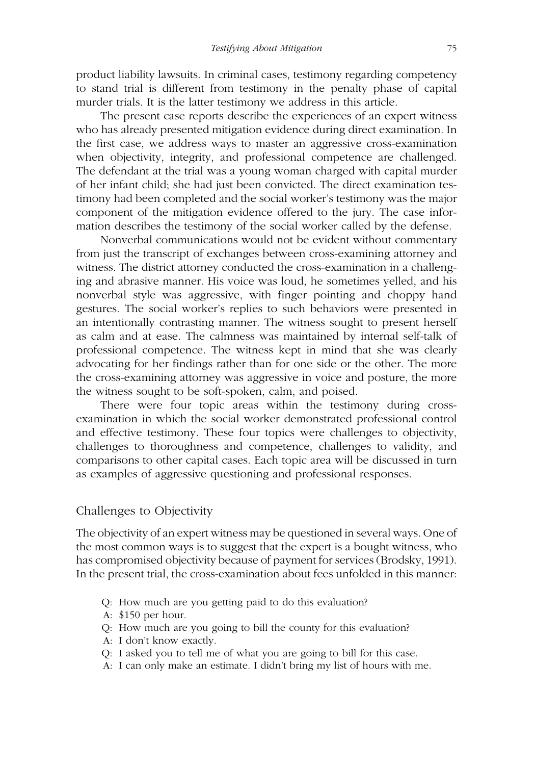product liability lawsuits. In criminal cases, testimony regarding competency to stand trial is different from testimony in the penalty phase of capital murder trials. It is the latter testimony we address in this article.

The present case reports describe the experiences of an expert witness who has already presented mitigation evidence during direct examination. In the first case, we address ways to master an aggressive cross-examination when objectivity, integrity, and professional competence are challenged. The defendant at the trial was a young woman charged with capital murder of her infant child; she had just been convicted. The direct examination testimony had been completed and the social worker's testimony was the major component of the mitigation evidence offered to the jury. The case information describes the testimony of the social worker called by the defense.

Nonverbal communications would not be evident without commentary from just the transcript of exchanges between cross-examining attorney and witness. The district attorney conducted the cross-examination in a challenging and abrasive manner. His voice was loud, he sometimes yelled, and his nonverbal style was aggressive, with finger pointing and choppy hand gestures. The social worker's replies to such behaviors were presented in an intentionally contrasting manner. The witness sought to present herself as calm and at ease. The calmness was maintained by internal self-talk of professional competence. The witness kept in mind that she was clearly advocating for her findings rather than for one side or the other. The more the cross-examining attorney was aggressive in voice and posture, the more the witness sought to be soft-spoken, calm, and poised.

There were four topic areas within the testimony during cross-examination in which the social worker demonstrated professional control and effective testimony. These four topics were challenges to objectivity, challenges to thoroughness and competence, challenges to validity, and comparisons to other capital cases. Each topic area will be discussed in turn as examples of aggressive questioning and professional responses.

## Challenges to Objectivity

The objectivity of an expert witness may be questioned in several ways. One of the most common ways is to suggest that the expert is a bought witness, who has compromised objectivity because of payment for services (Brodsky, 1991). In the present trial, the cross-examination about fees unfolded in this manner:

Q: How much are you getting paid to do this evaluation?
A: $150 per hour.
Q: How much are you going to bill the county for this evaluation?
A: I don't know exactly.
Q: I asked you to tell me of what you are going to bill for this case.
A: I can only make an estimate. I didn't bring my list of hours with me.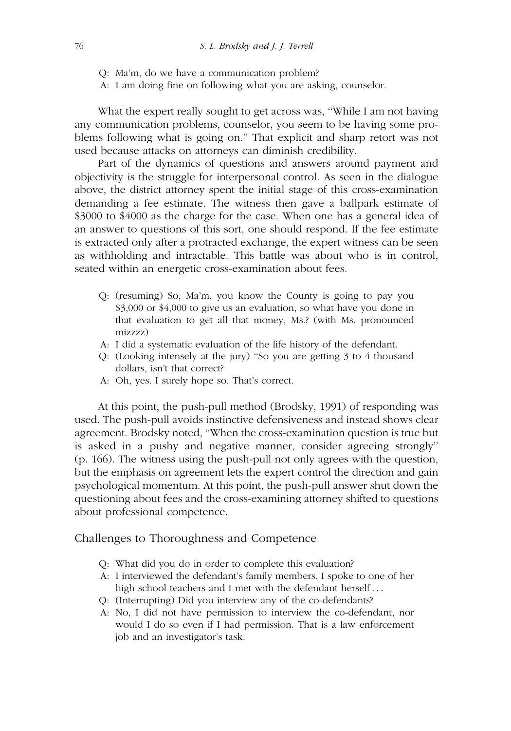Q: Ma'm, do we have a communication problem?

A: I am doing fine on following what you are asking, counselor.

What the expert really sought to get across was, "While I am not having any communication problems, counselor, you seem to be having some problems following what is going on." That explicit and sharp retort was not used because attacks on attorneys can diminish credibility.

Part of the dynamics of questions and answers around payment and objectivity is the struggle for interpersonal control. As seen in the dialogue above, the district attorney spent the initial stage of this cross-examination demanding a fee estimate. The witness then gave a ballpark estimate of \$3000 to \$4000 as the charge for the case. When one has a general idea of an answer to questions of this sort, one should respond. If the fee estimate is extracted only after a protracted exchange, the expert witness can be seen as withholding and intractable. This battle was about who is in control, seated within an energetic cross-examination about fees.

Q: (resuming) So, Ma'm, you know the County is going to pay you \$3,000 or \$4,000 to give us an evaluation, so what have you done in that evaluation to get all that money, Ms.? (with Ms. pronounced mizzzz)

A: I did a systematic evaluation of the life history of the defendant.

Q: (Looking intensely at the jury) "So you are getting 3 to 4 thousand dollars, isn't that correct?

A: Oh, yes. I surely hope so. That's correct.

At this point, the push-pull method (Brodsky, 1991) of responding was used. The push-pull avoids instinctive defensiveness and instead shows clear agreement. Brodsky noted, "When the cross-examination question is true but is asked in a pushy and negative manner, consider agreeing strongly" (p. 166). The witness using the push-pull not only agrees with the question, but the emphasis on agreement lets the expert control the direction and gain psychological momentum. At this point, the push-pull answer shut down the questioning about fees and the cross-examining attorney shifted to questions about professional competence.

## Challenges to Thoroughness and Competence

Q: What did you do in order to complete this evaluation?

A: I interviewed the defendant's family members. I spoke to one of her high school teachers and I met with the defendant herself . . .

Q: (Interrupting) Did you interview any of the co-defendants?

A: No, I did not have permission to interview the co-defendant, nor would I do so even if I had permission. That is a law enforcement job and an investigator's task.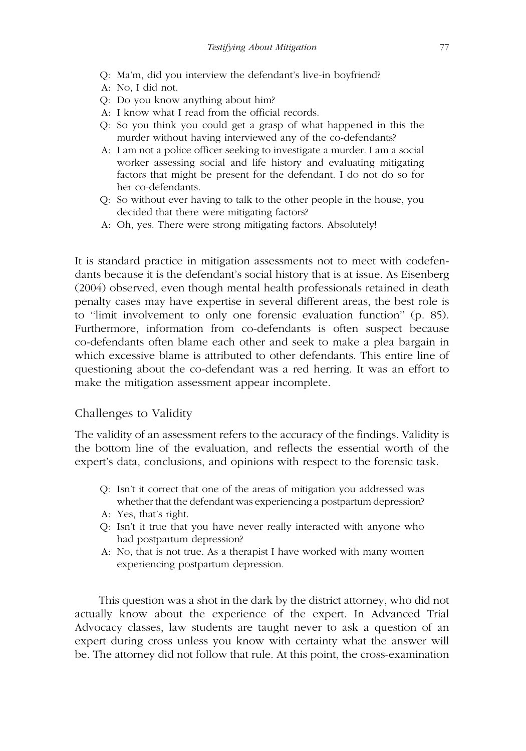Q: Ma'm, did you interview the defendant's live-in boyfriend?
A: No, I did not.
Q: Do you know anything about him?
A: I know what I read from the official records.
Q: So you think you could get a grasp of what happened in this the murder without having interviewed any of the co-defendants?
A: I am not a police officer seeking to investigate a murder. I am a social worker assessing social and life history and evaluating mitigating factors that might be present for the defendant. I do not do so for her co-defendants.
Q: So without ever having to talk to the other people in the house, you decided that there were mitigating factors?
A: Oh, yes. There were strong mitigating factors. Absolutely!

It is standard practice in mitigation assessments not to meet with codefendants because it is the defendant's social history that is at issue. As Eisenberg (2004) observed, even though mental health professionals retained in death penalty cases may have expertise in several different areas, the best role is to "limit involvement to only one forensic evaluation function" (p. 85). Furthermore, information from co-defendants is often suspect because co-defendants often blame each other and seek to make a plea bargain in which excessive blame is attributed to other defendants. This entire line of questioning about the co-defendant was a red herring. It was an effort to make the mitigation assessment appear incomplete.

## Challenges to Validity

The validity of an assessment refers to the accuracy of the findings. Validity is the bottom line of the evaluation, and reflects the essential worth of the expert's data, conclusions, and opinions with respect to the forensic task.

Q: Isn't it correct that one of the areas of mitigation you addressed was whether that the defendant was experiencing a postpartum depression?
A: Yes, that's right.
Q: Isn't it true that you have never really interacted with anyone who had postpartum depression?
A: No, that is not true. As a therapist I have worked with many women experiencing postpartum depression.

This question was a shot in the dark by the district attorney, who did not actually know about the experience of the expert. In Advanced Trial Advocacy classes, law students are taught never to ask a question of an expert during cross unless you know with certainty what the answer will be. The attorney did not follow that rule. At this point, the cross-examination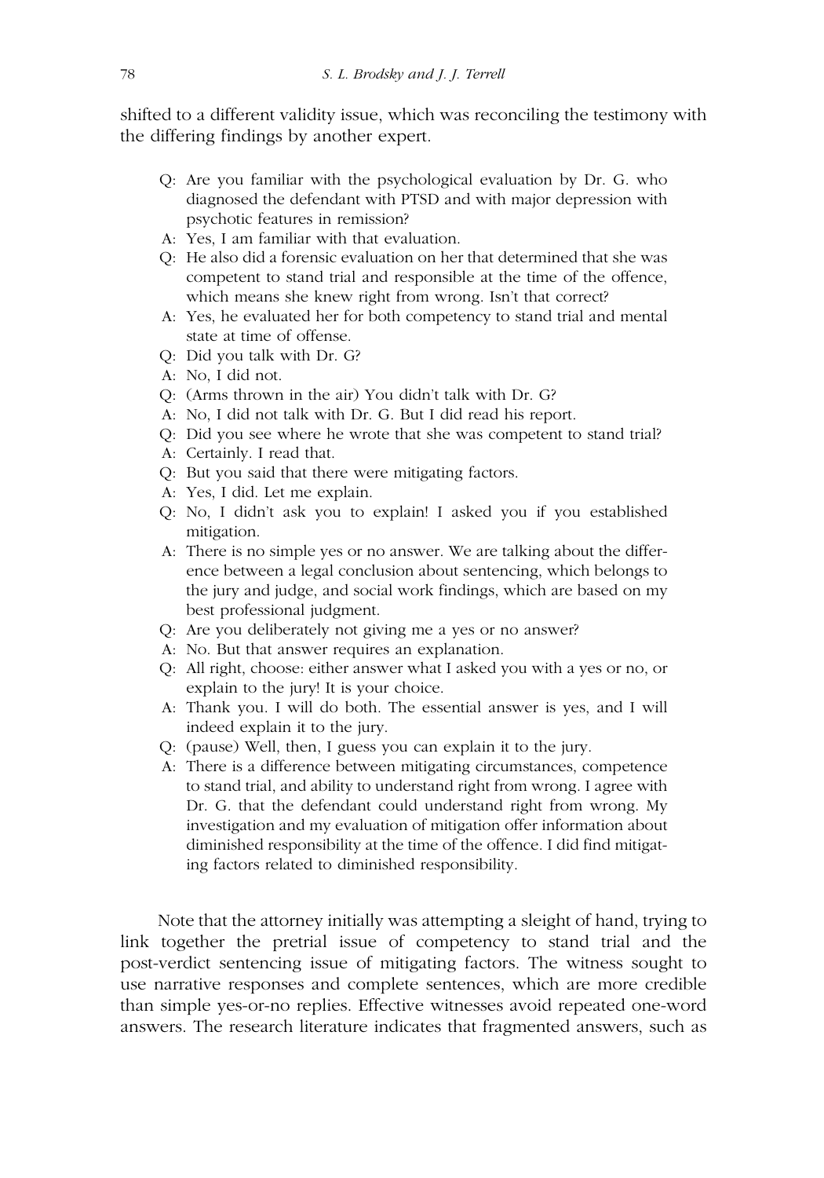shifted to a different validity issue, which was reconciling the testimony with the differing findings by another expert.

> Q: Are you familiar with the psychological evaluation by Dr. G. who diagnosed the defendant with PTSD and with major depression with psychotic features in remission?
> A: Yes, I am familiar with that evaluation.
> Q: He also did a forensic evaluation on her that determined that she was competent to stand trial and responsible at the time of the offence, which means she knew right from wrong. Isn't that correct?
> A: Yes, he evaluated her for both competency to stand trial and mental state at time of offense.
> Q: Did you talk with Dr. G?
> A: No, I did not.
> Q: (Arms thrown in the air) You didn't talk with Dr. G?
> A: No, I did not talk with Dr. G. But I did read his report.
> Q: Did you see where he wrote that she was competent to stand trial?
> A: Certainly. I read that.
> Q: But you said that there were mitigating factors.
> A: Yes, I did. Let me explain.
> Q: No, I didn't ask you to explain! I asked you if you established mitigation.
> A: There is no simple yes or no answer. We are talking about the difference between a legal conclusion about sentencing, which belongs to the jury and judge, and social work findings, which are based on my best professional judgment.
> Q: Are you deliberately not giving me a yes or no answer?
> A: No. But that answer requires an explanation.
> Q: All right, choose: either answer what I asked you with a yes or no, or explain to the jury! It is your choice.
> A: Thank you. I will do both. The essential answer is yes, and I will indeed explain it to the jury.
> Q: (pause) Well, then, I guess you can explain it to the jury.
> A: There is a difference between mitigating circumstances, competence to stand trial, and ability to understand right from wrong. I agree with Dr. G. that the defendant could understand right from wrong. My investigation and my evaluation of mitigation offer information about diminished responsibility at the time of the offence. I did find mitigating factors related to diminished responsibility.

Note that the attorney initially was attempting a sleight of hand, trying to link together the pretrial issue of competency to stand trial and the post-verdict sentencing issue of mitigating factors. The witness sought to use narrative responses and complete sentences, which are more credible than simple yes-or-no replies. Effective witnesses avoid repeated one-word answers. The research literature indicates that fragmented answers, such as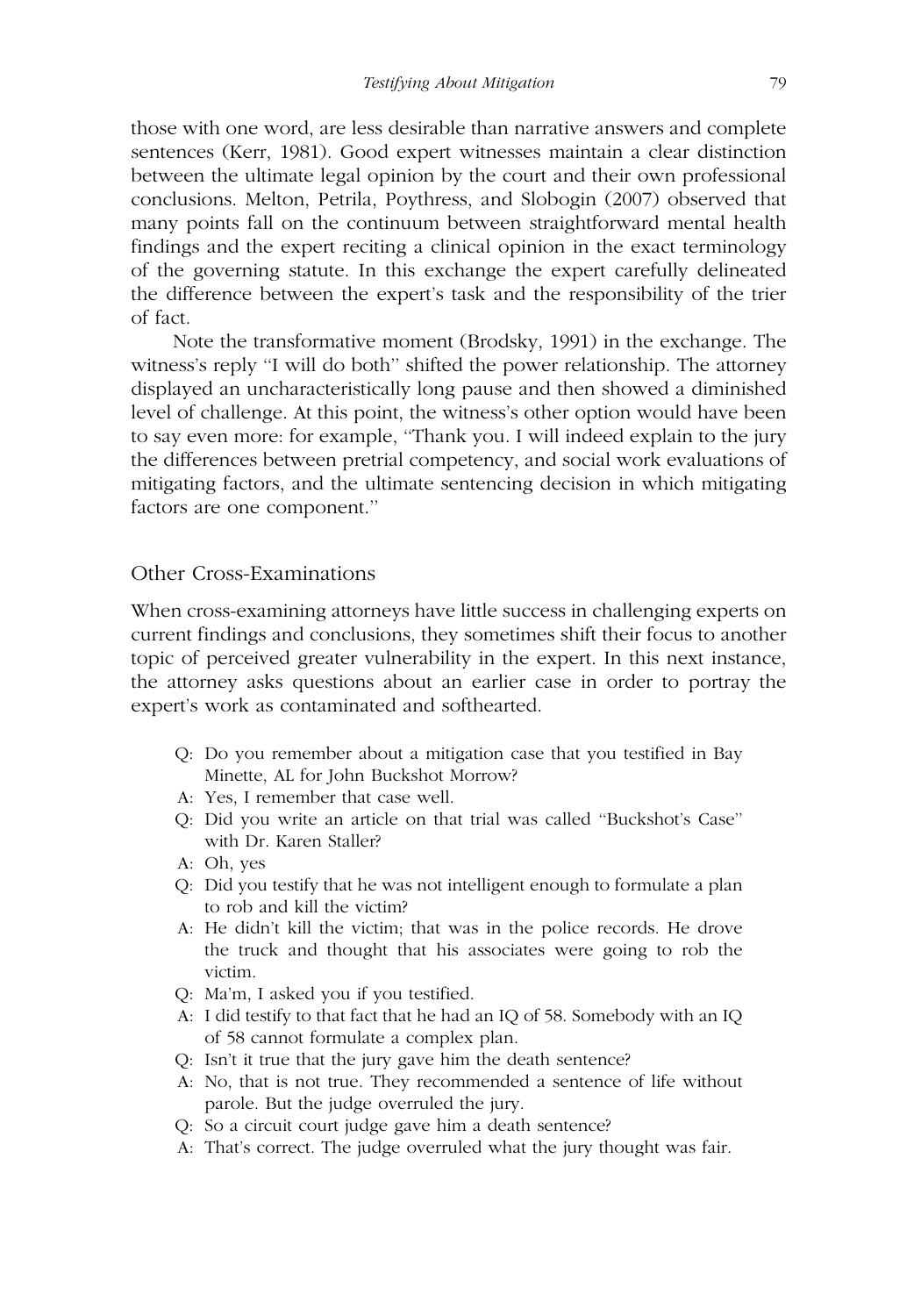those with one word, are less desirable than narrative answers and complete sentences (Kerr, 1981). Good expert witnesses maintain a clear distinction between the ultimate legal opinion by the court and their own professional conclusions. Melton, Petrila, Poythress, and Slobogin (2007) observed that many points fall on the continuum between straightforward mental health findings and the expert reciting a clinical opinion in the exact terminology of the governing statute. In this exchange the expert carefully delineated the difference between the expert's task and the responsibility of the trier of fact.

Note the transformative moment (Brodsky, 1991) in the exchange. The witness's reply "I will do both" shifted the power relationship. The attorney displayed an uncharacteristically long pause and then showed a diminished level of challenge. At this point, the witness's other option would have been to say even more: for example, "Thank you. I will indeed explain to the jury the differences between pretrial competency, and social work evaluations of mitigating factors, and the ultimate sentencing decision in which mitigating factors are one component."

## Other Cross-Examinations

When cross-examining attorneys have little success in challenging experts on current findings and conclusions, they sometimes shift their focus to another topic of perceived greater vulnerability in the expert. In this next instance, the attorney asks questions about an earlier case in order to portray the expert's work as contaminated and softhearted.

> Q: Do you remember about a mitigation case that you testified in Bay Minette, AL for John Buckshot Morrow?
>
> A: Yes, I remember that case well.
>
> Q: Did you write an article on that trial was called "Buckshot's Case" with Dr. Karen Staller?
>
> A: Oh, yes
>
> Q: Did you testify that he was not intelligent enough to formulate a plan to rob and kill the victim?
>
> A: He didn't kill the victim; that was in the police records. He drove the truck and thought that his associates were going to rob the victim.
>
> Q: Ma'm, I asked you if you testified.
>
> A: I did testify to that fact that he had an IQ of 58. Somebody with an IQ of 58 cannot formulate a complex plan.
>
> Q: Isn't it true that the jury gave him the death sentence?
>
> A: No, that is not true. They recommended a sentence of life without parole. But the judge overruled the jury.
>
> Q: So a circuit court judge gave him a death sentence?
>
> A: That's correct. The judge overruled what the jury thought was fair.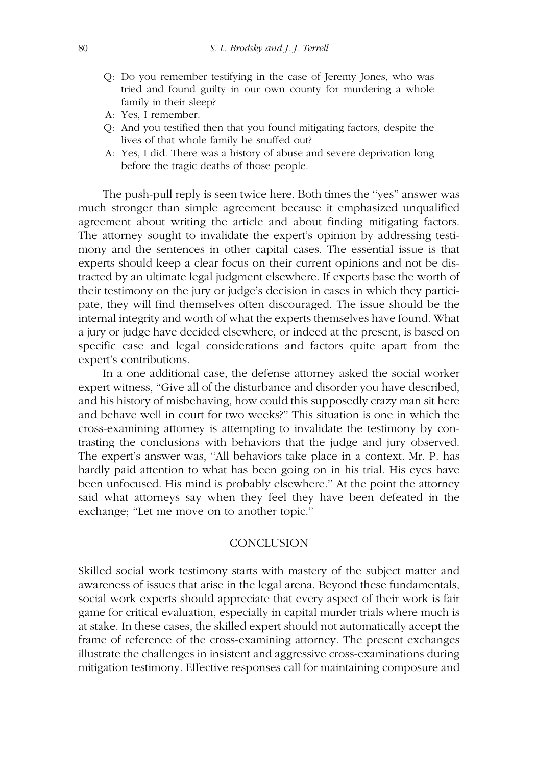Q: Do you remember testifying in the case of Jeremy Jones, who was tried and found guilty in our own county for murdering a whole family in their sleep?

A: Yes, I remember.

Q: And you testified then that you found mitigating factors, despite the lives of that whole family he snuffed out?

A: Yes, I did. There was a history of abuse and severe deprivation long before the tragic deaths of those people.

The push-pull reply is seen twice here. Both times the ''yes'' answer was much stronger than simple agreement because it emphasized unqualified agreement about writing the article and about finding mitigating factors. The attorney sought to invalidate the expert's opinion by addressing testimony and the sentences in other capital cases. The essential issue is that experts should keep a clear focus on their current opinions and not be distracted by an ultimate legal judgment elsewhere. If experts base the worth of their testimony on the jury or judge's decision in cases in which they participate, they will find themselves often discouraged. The issue should be the internal integrity and worth of what the experts themselves have found. What a jury or judge have decided elsewhere, or indeed at the present, is based on specific case and legal considerations and factors quite apart from the expert's contributions.

In a one additional case, the defense attorney asked the social worker expert witness, ''Give all of the disturbance and disorder you have described, and his history of misbehaving, how could this supposedly crazy man sit here and behave well in court for two weeks?'' This situation is one in which the cross-examining attorney is attempting to invalidate the testimony by contrasting the conclusions with behaviors that the judge and jury observed. The expert's answer was, ''All behaviors take place in a context. Mr. P. has hardly paid attention to what has been going on in his trial. His eyes have been unfocused. His mind is probably elsewhere.'' At the point the attorney said what attorneys say when they feel they have been defeated in the exchange; ''Let me move on to another topic.''

## CONCLUSION

Skilled social work testimony starts with mastery of the subject matter and awareness of issues that arise in the legal arena. Beyond these fundamentals, social work experts should appreciate that every aspect of their work is fair game for critical evaluation, especially in capital murder trials where much is at stake. In these cases, the skilled expert should not automatically accept the frame of reference of the cross-examining attorney. The present exchanges illustrate the challenges in insistent and aggressive cross-examinations during mitigation testimony. Effective responses call for maintaining composure and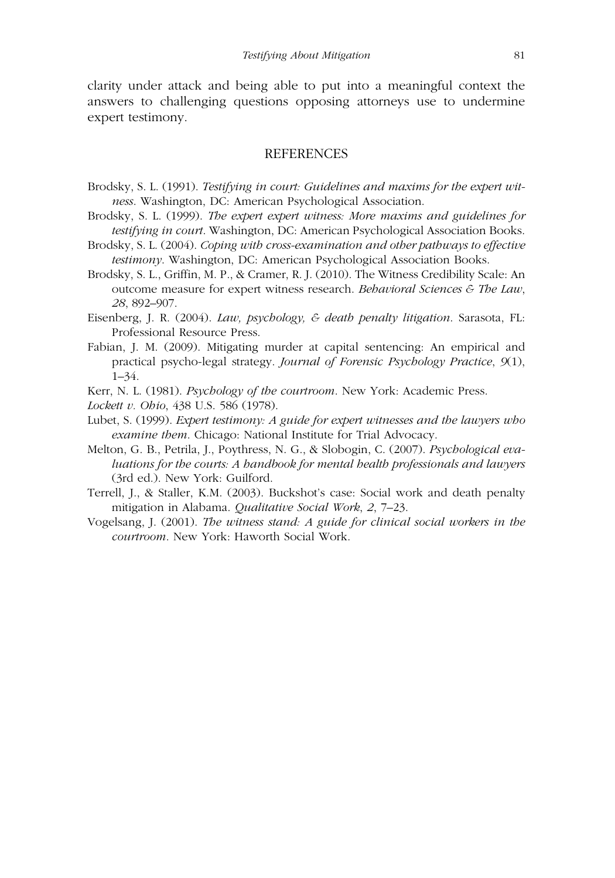clarity under attack and being able to put into a meaningful context the answers to challenging questions opposing attorneys use to undermine expert testimony.

## REFERENCES

Brodsky, S. L. (1991). *Testifying in court: Guidelines and maxims for the expert witness*. Washington, DC: American Psychological Association.

Brodsky, S. L. (1999). *The expert expert witness: More maxims and guidelines for testifying in court*. Washington, DC: American Psychological Association Books.

Brodsky, S. L. (2004). *Coping with cross-examination and other pathways to effective testimony*. Washington, DC: American Psychological Association Books.

Brodsky, S. L., Griffin, M. P., & Cramer, R. J. (2010). The Witness Credibility Scale: An outcome measure for expert witness research. *Behavioral Sciences & The Law*, *28*, 892–907.

Eisenberg, J. R. (2004). *Law, psychology, & death penalty litigation*. Sarasota, FL: Professional Resource Press.

Fabian, J. M. (2009). Mitigating murder at capital sentencing: An empirical and practical psycho-legal strategy. *Journal of Forensic Psychology Practice*, *9*(1), 1–34.

Kerr, N. L. (1981). *Psychology of the courtroom*. New York: Academic Press.

*Lockett v. Ohio*, 438 U.S. 586 (1978).

Lubet, S. (1999). *Expert testimony: A guide for expert witnesses and the lawyers who examine them*. Chicago: National Institute for Trial Advocacy.

Melton, G. B., Petrila, J., Poythress, N. G., & Slobogin, C. (2007). *Psychological evaluations for the courts: A handbook for mental health professionals and lawyers* (3rd ed.). New York: Guilford.

Terrell, J., & Staller, K.M. (2003). Buckshot's case: Social work and death penalty mitigation in Alabama. *Qualitative Social Work*, *2*, 7–23.

Vogelsang, J. (2001). *The witness stand: A guide for clinical social workers in the courtroom*. New York: Haworth Social Work.